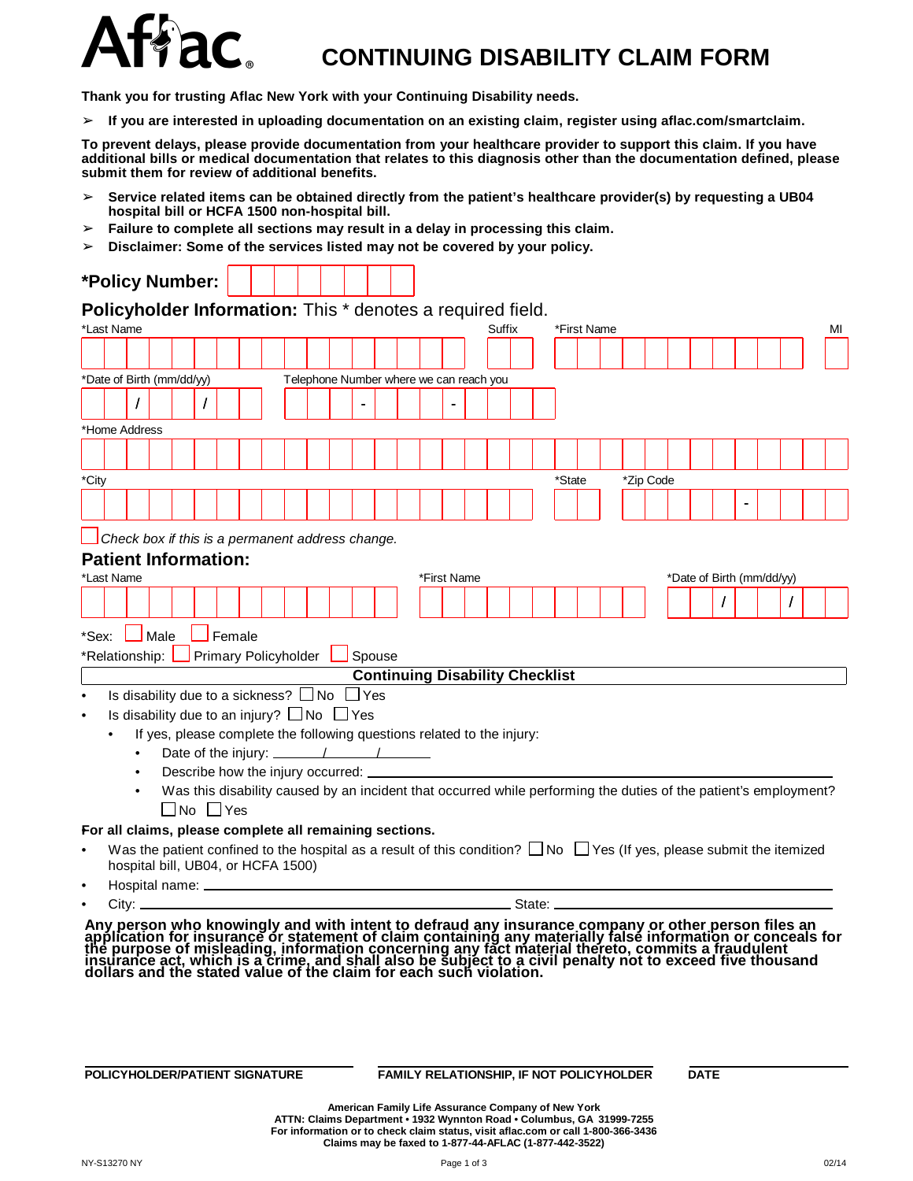Aflac

# CONTINUING DISABILITY CLAIM FORM

**Thank you for trusting Aflac New York with your Continuing Disability needs.**

- **If you are interested in uploading documentation on an existing claim, register using aflac.com/smartclaim.**

**To prevent delays, please provide documentation from your healthcare provider to support this claim. If you have additional bills or medical documentation that relates to this diagnosis other than the documentation defined, please submit them for review of additional benefits.**

- **Service related items can be obtained directly from the patient's healthcare provider(s) by requesting a UB04 hospital bill or HCFA 1500 non-hospital bill.**
- **Failure to complete all sections may result in a delay in processing this claim.**
- **Disclaimer: Some of the services listed may not be covered by your policy.**

**\*Policy Number:** ______________

## Policyholder Information: This * denotes a required field.

*Last Name ______________ Suffix ______ *First Name ______________ MI ____

*Date of Birth (mm/dd/yy) ____ / ____ / ____ Telephone Number where we can reach you ______ - ______ - ______

*Home Address ______________________________

*City ______________ *State ____ *Zip Code ______ - ______

☐ *Check box if this is a permanent address change.*

## Patient Information:

*Last Name ______________ *First Name ______________ *Date of Birth (mm/dd/yy) ____ / ____ / ____

*Sex: ☐ Male ☐ Female

*Relationship: ☐ Primary Policyholder ☐ Spouse

**Continuing Disability Checklist**

- Is disability due to a sickness? ☐ No ☐ Yes
- Is disability due to an injury? ☐ No ☐ Yes
  - If yes, please complete the following questions related to the injury:
    - Date of the injury: ______ / ______ / ______
    - Describe how the injury occurred: ______________________________
    - Was this disability caused by an incident that occurred while performing the duties of the patient's employment? ☐ No ☐ Yes

**For all claims, please complete all remaining sections.**

- Was the patient confined to the hospital as a result of this condition? ☐ No ☐ Yes (If yes, please submit the itemized hospital bill, UB04, or HCFA 1500)
- Hospital name: ______________________________
- City: ______________________________ State: ______________

**Any person who knowingly and with intent to defraud any insurance company or other person files an application for insurance or statement of claim containing any materially false information or conceals for the purpose of misleading, information concerning any fact material thereto, commits a fraudulent insurance act, which is a crime, and shall also be subject to a civil penalty not to exceed five thousand dollars and the stated value of the claim for each such violation.**

______________________________ ______________________________ ______________

**POLICYHOLDER/PATIENT SIGNATURE** **FAMILY RELATIONSHIP, IF NOT POLICYHOLDER** **DATE**

**American Family Life Assurance Company of New York**
**ATTN: Claims Department • 1932 Wynnton Road • Columbus, GA 31999-7255**
**For information or to check claim status, visit aflac.com or call 1-800-366-3436**
**Claims may be faxed to 1-877-44-AFLAC (1-877-442-3522)**

NY-S13270 NY 02/14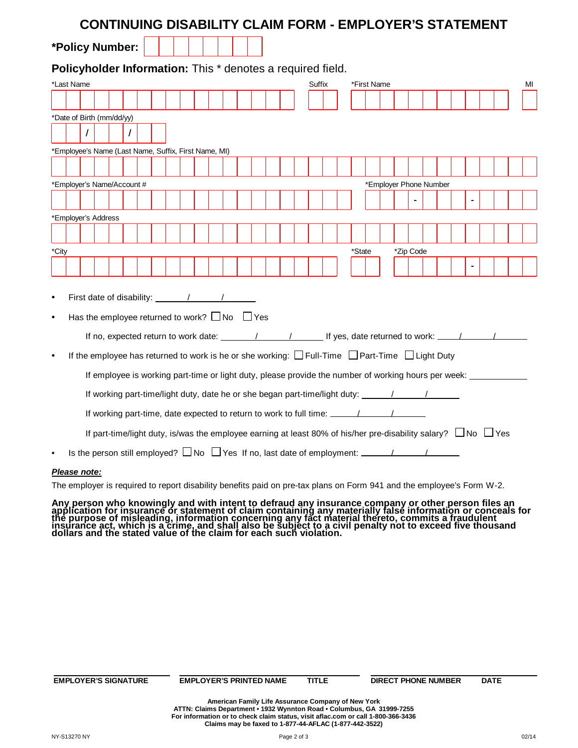# CONTINUING DISABILITY CLAIM FORM - EMPLOYER'S STATEMENT

**\*Policy Number:** ____________

**Policyholder Information:** This * denotes a required field.

*Last Name ____________ Suffix ______ *First Name ____________ MI ___

*Date of Birth (mm/dd/yy) ___ / ___ / ___

*Employee's Name (Last Name, Suffix, First Name, MI) ____________

*Employer's Name/Account # ____________ *Employer Phone Number ___ - ___ - ___

*Employer's Address ____________

*City ____________ *State ___ *Zip Code ______ - ____

- First date of disability: ______ / ______ / ______
- Has the employee returned to work? ☐ No ☐ Yes

  If no, expected return to work date: ______ / ______ / ______ If yes, date returned to work: ______ / ______ / ______
- If the employee has returned to work is he or she working: ☐ Full-Time ☐ Part-Time ☐ Light Duty

  If employee is working part-time or light duty, please provide the number of working hours per week: ____________

  If working part-time/light duty, date he or she began part-time/light duty: ______ / ______ / ______

  If working part-time, date expected to return to work to full time: ______ / ______ / ______

  If part-time/light duty, is/was the employee earning at least 80% of his/her pre-disability salary? ☐ No ☐ Yes
- Is the person still employed? ☐ No ☐ Yes If no, last date of employment: ______ / ______ / ______

***Please note:***

The employer is required to report disability benefits paid on pre-tax plans on Form 941 and the employee's Form W-2.

**Any person who knowingly and with intent to defraud any insurance company or other person files an application for insurance or statement of claim containing any materially false information or conceals for the purpose of misleading, information concerning any fact material thereto, commits a fraudulent insurance act, which is a crime, and shall also be subject to a civil penalty not to exceed five thousand dollars and the stated value of the claim for each such violation.**

| **EMPLOYER'S SIGNATURE** | **EMPLOYER'S PRINTED NAME** | **TITLE** | **DIRECT PHONE NUMBER** | **DATE** |
|---|---|---|---|---|

**American Family Life Assurance Company of New York**
**ATTN: Claims Department • 1932 Wynnton Road • Columbus, GA 31999-7255**
**For information or to check claim status, visit aflac.com or call 1-800-366-3436**
**Claims may be faxed to 1-877-44-AFLAC (1-877-442-3522)**

NY-S13270 NY 02/14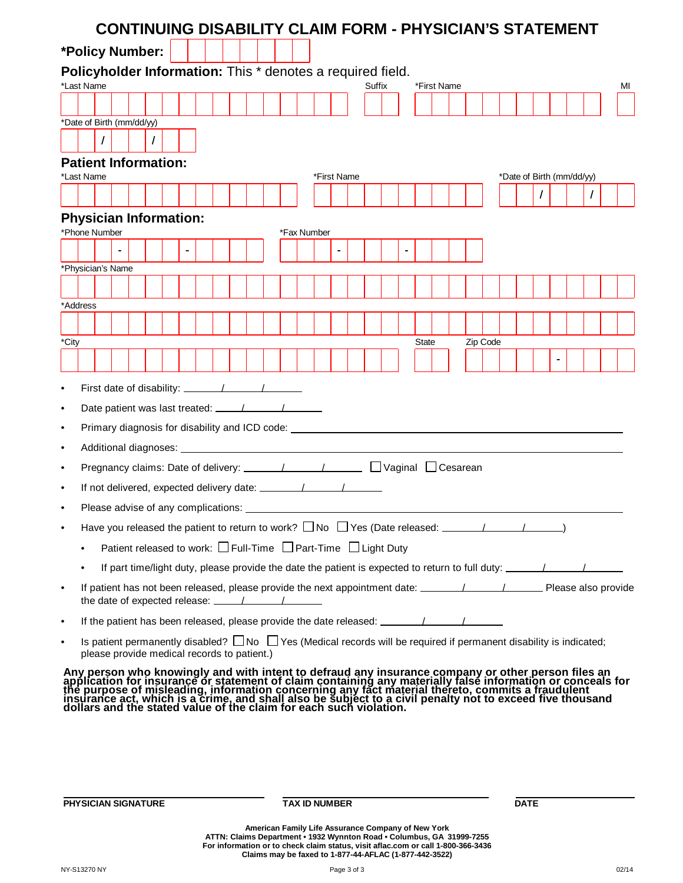# CONTINUING DISABILITY CLAIM FORM - PHYSICIAN'S STATEMENT

**\*Policy Number:**

**Policyholder Information:** This * denotes a required field.

*Last Name | Suffix | *First Name | MI

*Date of Birth (mm/dd/yy) ___ / ___ / ___

**Patient Information:**

*Last Name | *First Name | *Date of Birth (mm/dd/yy) ___ / ___ / ___

**Physician Information:**

*Phone Number ___ - ___ - ___ | *Fax Number ___ - ___ - ___

*Physician's Name

*Address

*City | State | Zip Code ___ - ___

- First date of disability: ___ / ___ / ___
- Date patient was last treated: ___ / ___ / ___
- Primary diagnosis for disability and ICD code: ___
- Additional diagnoses: ___
- Pregnancy claims: Date of delivery: ___ / ___ / ___ ☐ Vaginal ☐ Cesarean
- If not delivered, expected delivery date: ___ / ___ / ___
- Please advise of any complications: ___
- Have you released the patient to return to work? ☐ No ☐ Yes (Date released: ___ / ___ / ___)
  - Patient released to work: ☐ Full-Time ☐ Part-Time ☐ Light Duty
  - If part time/light duty, please provide the date the patient is expected to return to full duty: ___ / ___ / ___
- If patient has not been released, please provide the next appointment date: ___ / ___ / ___ Please also provide the date of expected release: ___ / ___ / ___
- If the patient has been released, please provide the date released: ___ / ___ / ___
- Is patient permanently disabled? ☐ No ☐ Yes (Medical records will be required if permanent disability is indicated; please provide medical records to patient.)

**Any person who knowingly and with intent to defraud any insurance company or other person files an application for insurance or statement of claim containing any materially false information or conceals for the purpose of misleading, information concerning any fact material thereto, commits a fraudulent insurance act, which is a crime, and shall also be subject to a civil penalty not to exceed five thousand dollars and the stated value of the claim for each such violation.**

**PHYSICIAN SIGNATURE** | **TAX ID NUMBER** | **DATE**

**American Family Life Assurance Company of New York**
**ATTN: Claims Department • 1932 Wynnton Road • Columbus, GA 31999-7255**
**For information or to check claim status, visit aflac.com or call 1-800-366-3436**
**Claims may be faxed to 1-877-44-AFLAC (1-877-442-3522)**

NY-S13270 NY 02/14